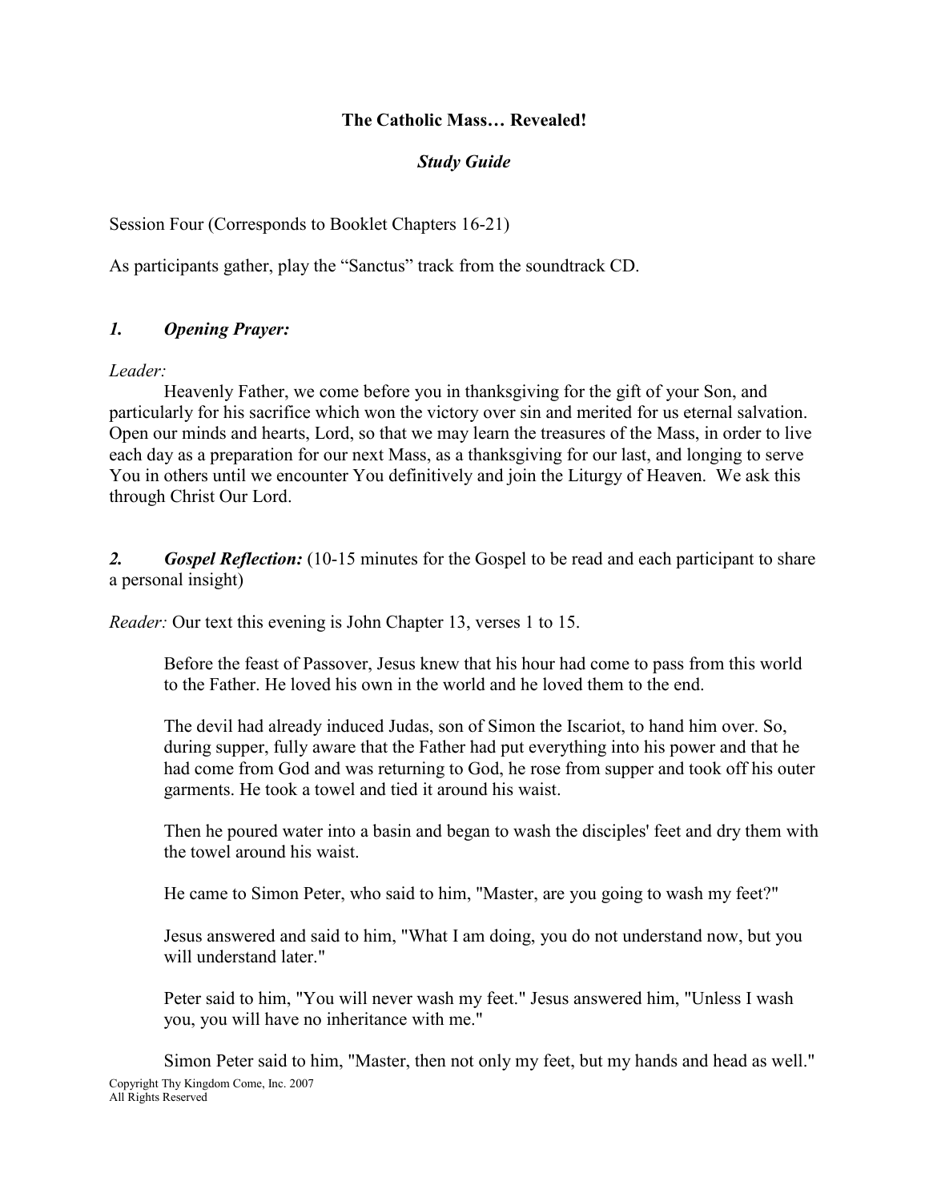**The Catholic Mass… Revealed!**

***Study Guide***

Session Four (Corresponds to Booklet Chapters 16-21)

As participants gather, play the "Sanctus" track from the soundtrack CD.

### *1. Opening Prayer:*

*Leader:*

Heavenly Father, we come before you in thanksgiving for the gift of your Son, and particularly for his sacrifice which won the victory over sin and merited for us eternal salvation. Open our minds and hearts, Lord, so that we may learn the treasures of the Mass, in order to live each day as a preparation for our next Mass, as a thanksgiving for our last, and longing to serve You in others until we encounter You definitively and join the Liturgy of Heaven. We ask this through Christ Our Lord.

### *2. Gospel Reflection:* (10-15 minutes for the Gospel to be read and each participant to share a personal insight)

*Reader:* Our text this evening is John Chapter 13, verses 1 to 15.

> Before the feast of Passover, Jesus knew that his hour had come to pass from this world to the Father. He loved his own in the world and he loved them to the end.
>
> The devil had already induced Judas, son of Simon the Iscariot, to hand him over. So, during supper, fully aware that the Father had put everything into his power and that he had come from God and was returning to God, he rose from supper and took off his outer garments. He took a towel and tied it around his waist.
>
> Then he poured water into a basin and began to wash the disciples' feet and dry them with the towel around his waist.
>
> He came to Simon Peter, who said to him, "Master, are you going to wash my feet?"
>
> Jesus answered and said to him, "What I am doing, you do not understand now, but you will understand later."
>
> Peter said to him, "You will never wash my feet." Jesus answered him, "Unless I wash you, you will have no inheritance with me."
>
> Simon Peter said to him, "Master, then not only my feet, but my hands and head as well."

Copyright Thy Kingdom Come, Inc. 2007
All Rights Reserved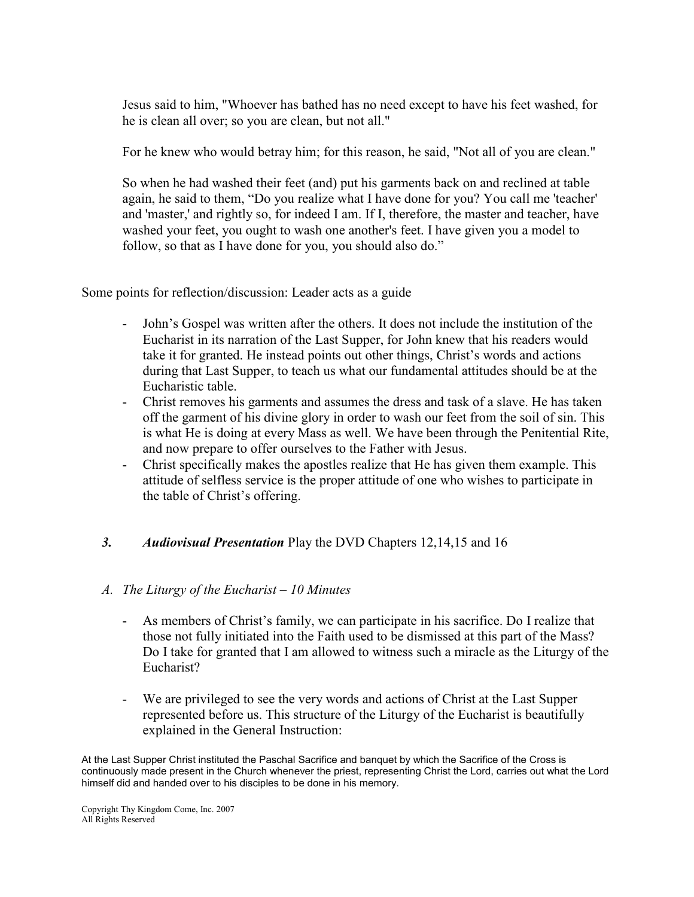Jesus said to him, "Whoever has bathed has no need except to have his feet washed, for he is clean all over; so you are clean, but not all."

For he knew who would betray him; for this reason, he said, "Not all of you are clean."

So when he had washed their feet (and) put his garments back on and reclined at table again, he said to them, "Do you realize what I have done for you? You call me 'teacher' and 'master,' and rightly so, for indeed I am. If I, therefore, the master and teacher, have washed your feet, you ought to wash one another's feet. I have given you a model to follow, so that as I have done for you, you should also do."

Some points for reflection/discussion: Leader acts as a guide

- John's Gospel was written after the others. It does not include the institution of the Eucharist in its narration of the Last Supper, for John knew that his readers would take it for granted. He instead points out other things, Christ's words and actions during that Last Supper, to teach us what our fundamental attitudes should be at the Eucharistic table.
- Christ removes his garments and assumes the dress and task of a slave. He has taken off the garment of his divine glory in order to wash our feet from the soil of sin. This is what He is doing at every Mass as well. We have been through the Penitential Rite, and now prepare to offer ourselves to the Father with Jesus.
- Christ specifically makes the apostles realize that He has given them example. This attitude of selfless service is the proper attitude of one who wishes to participate in the table of Christ's offering.

### 3. *Audiovisual Presentation* Play the DVD Chapters 12,14,15 and 16

#### *A. The Liturgy of the Eucharist – 10 Minutes*

- As members of Christ's family, we can participate in his sacrifice. Do I realize that those not fully initiated into the Faith used to be dismissed at this part of the Mass? Do I take for granted that I am allowed to witness such a miracle as the Liturgy of the Eucharist?

- We are privileged to see the very words and actions of Christ at the Last Supper represented before us. This structure of the Liturgy of the Eucharist is beautifully explained in the General Instruction:

At the Last Supper Christ instituted the Paschal Sacrifice and banquet by which the Sacrifice of the Cross is continuously made present in the Church whenever the priest, representing Christ the Lord, carries out what the Lord himself did and handed over to his disciples to be done in his memory.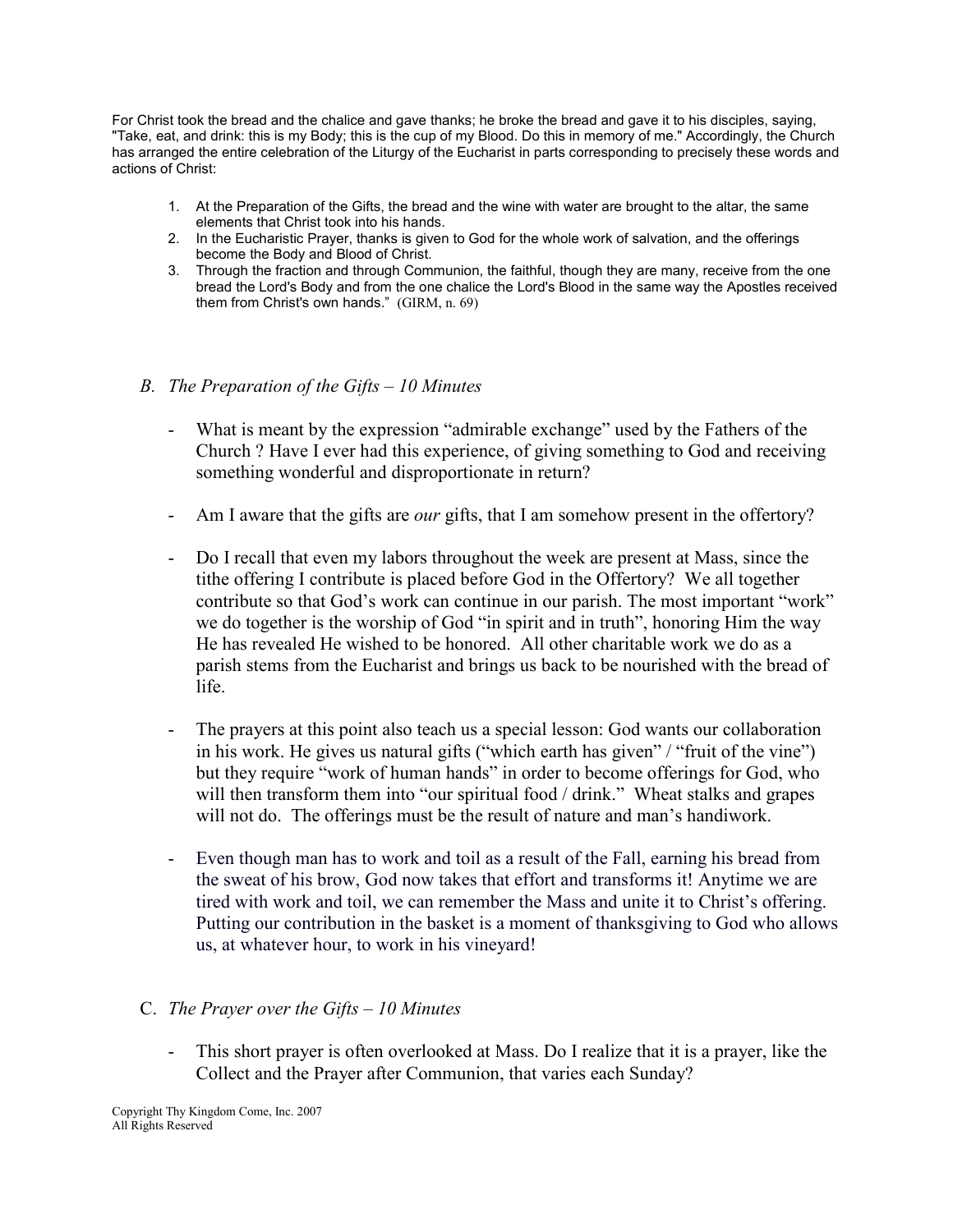For Christ took the bread and the chalice and gave thanks; he broke the bread and gave it to his disciples, saying, "Take, eat, and drink: this is my Body; this is the cup of my Blood. Do this in memory of me." Accordingly, the Church has arranged the entire celebration of the Liturgy of the Eucharist in parts corresponding to precisely these words and actions of Christ:

1. At the Preparation of the Gifts, the bread and the wine with water are brought to the altar, the same elements that Christ took into his hands.
2. In the Eucharistic Prayer, thanks is given to God for the whole work of salvation, and the offerings become the Body and Blood of Christ.
3. Through the fraction and through Communion, the faithful, though they are many, receive from the one bread the Lord's Body and from the one chalice the Lord's Blood in the same way the Apostles received them from Christ's own hands." (GIRM, n. 69)

### B. *The Preparation of the Gifts – 10 Minutes*

- What is meant by the expression "admirable exchange" used by the Fathers of the Church ? Have I ever had this experience, of giving something to God and receiving something wonderful and disproportionate in return?

- Am I aware that the gifts are *our* gifts, that I am somehow present in the offertory?

- Do I recall that even my labors throughout the week are present at Mass, since the tithe offering I contribute is placed before God in the Offertory? We all together contribute so that God's work can continue in our parish. The most important "work" we do together is the worship of God "in spirit and in truth", honoring Him the way He has revealed He wished to be honored. All other charitable work we do as a parish stems from the Eucharist and brings us back to be nourished with the bread of life.

- The prayers at this point also teach us a special lesson: God wants our collaboration in his work. He gives us natural gifts ("which earth has given" / "fruit of the vine") but they require "work of human hands" in order to become offerings for God, who will then transform them into "our spiritual food / drink." Wheat stalks and grapes will not do. The offerings must be the result of nature and man's handiwork.

- Even though man has to work and toil as a result of the Fall, earning his bread from the sweat of his brow, God now takes that effort and transforms it! Anytime we are tired with work and toil, we can remember the Mass and unite it to Christ's offering. Putting our contribution in the basket is a moment of thanksgiving to God who allows us, at whatever hour, to work in his vineyard!

### C. *The Prayer over the Gifts – 10 Minutes*

- This short prayer is often overlooked at Mass. Do I realize that it is a prayer, like the Collect and the Prayer after Communion, that varies each Sunday?

Copyright Thy Kingdom Come, Inc. 2007
All Rights Reserved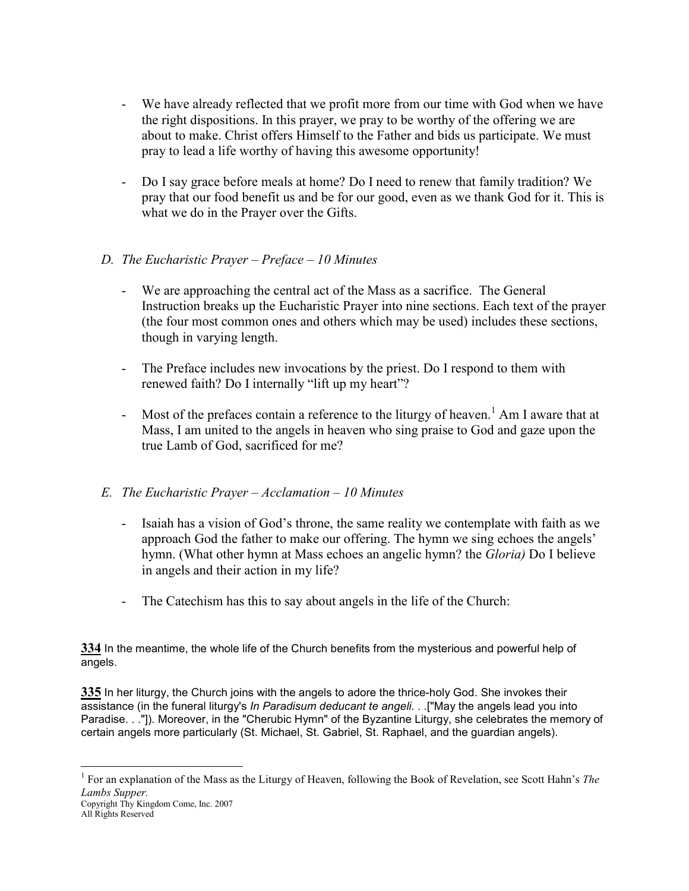- We have already reflected that we profit more from our time with God when we have the right dispositions. In this prayer, we pray to be worthy of the offering we are about to make. Christ offers Himself to the Father and bids us participate. We must pray to lead a life worthy of having this awesome opportunity!

- Do I say grace before meals at home? Do I need to renew that family tradition? We pray that our food benefit us and be for our good, even as we thank God for it. This is what we do in the Prayer over the Gifts.

*D. The Eucharistic Prayer – Preface – 10 Minutes*

- We are approaching the central act of the Mass as a sacrifice. The General Instruction breaks up the Eucharistic Prayer into nine sections. Each text of the prayer (the four most common ones and others which may be used) includes these sections, though in varying length.

- The Preface includes new invocations by the priest. Do I respond to them with renewed faith? Do I internally "lift up my heart"?

- Most of the prefaces contain a reference to the liturgy of heaven.[1] Am I aware that at Mass, I am united to the angels in heaven who sing praise to God and gaze upon the true Lamb of God, sacrificed for me?

*E. The Eucharistic Prayer – Acclamation – 10 Minutes*

- Isaiah has a vision of God's throne, the same reality we contemplate with faith as we approach God the father to make our offering. The hymn we sing echoes the angels' hymn. (What other hymn at Mass echoes an angelic hymn? the *Gloria)* Do I believe in angels and their action in my life?

- The Catechism has this to say about angels in the life of the Church:

**334** In the meantime, the whole life of the Church benefits from the mysterious and powerful help of angels.

**335** In her liturgy, the Church joins with the angels to adore the thrice-holy God. She invokes their assistance (in the funeral liturgy's *In Paradisum deducant te angeli*. . .["May the angels lead you into Paradise. . ."]). Moreover, in the "Cherubic Hymn" of the Byzantine Liturgy, she celebrates the memory of certain angels more particularly (St. Michael, St. Gabriel, St. Raphael, and the guardian angels).

[1] For an explanation of the Mass as the Liturgy of Heaven, following the Book of Revelation, see Scott Hahn's *The Lambs Supper*.

Copyright Thy Kingdom Come, Inc. 2007
All Rights Reserved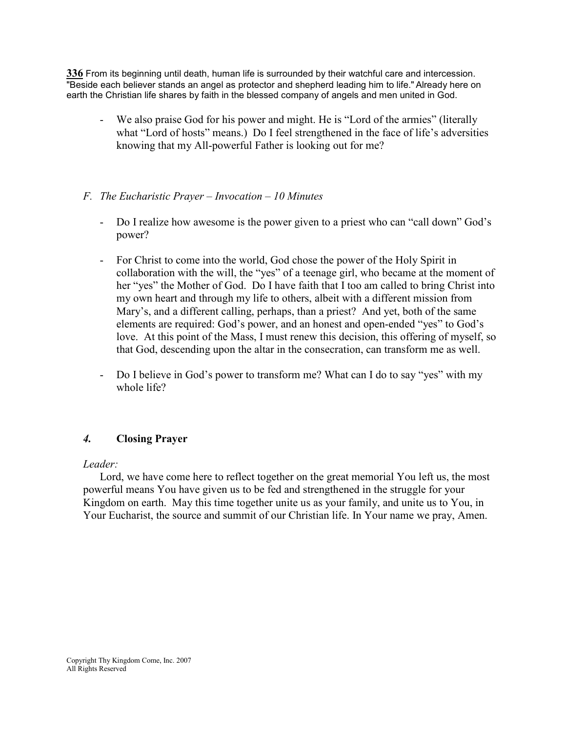**336** From its beginning until death, human life is surrounded by their watchful care and intercession. "Beside each believer stands an angel as protector and shepherd leading him to life." Already here on earth the Christian life shares by faith in the blessed company of angels and men united in God.

- We also praise God for his power and might. He is "Lord of the armies" (literally what "Lord of hosts" means.) Do I feel strengthened in the face of life's adversities knowing that my All-powerful Father is looking out for me?

### *F. The Eucharistic Prayer – Invocation – 10 Minutes*

- Do I realize how awesome is the power given to a priest who can "call down" God's power?

- For Christ to come into the world, God chose the power of the Holy Spirit in collaboration with the will, the "yes" of a teenage girl, who became at the moment of her "yes" the Mother of God. Do I have faith that I too am called to bring Christ into my own heart and through my life to others, albeit with a different mission from Mary's, and a different calling, perhaps, than a priest? And yet, both of the same elements are required: God's power, and an honest and open-ended "yes" to God's love. At this point of the Mass, I must renew this decision, this offering of myself, so that God, descending upon the altar in the consecration, can transform me as well.

- Do I believe in God's power to transform me? What can I do to say "yes" with my whole life?

## *4.* Closing Prayer

*Leader:*

Lord, we have come here to reflect together on the great memorial You left us, the most powerful means You have given us to be fed and strengthened in the struggle for your Kingdom on earth. May this time together unite us as your family, and unite us to You, in Your Eucharist, the source and summit of our Christian life. In Your name we pray, Amen.

Copyright Thy Kingdom Come, Inc. 2007
All Rights Reserved